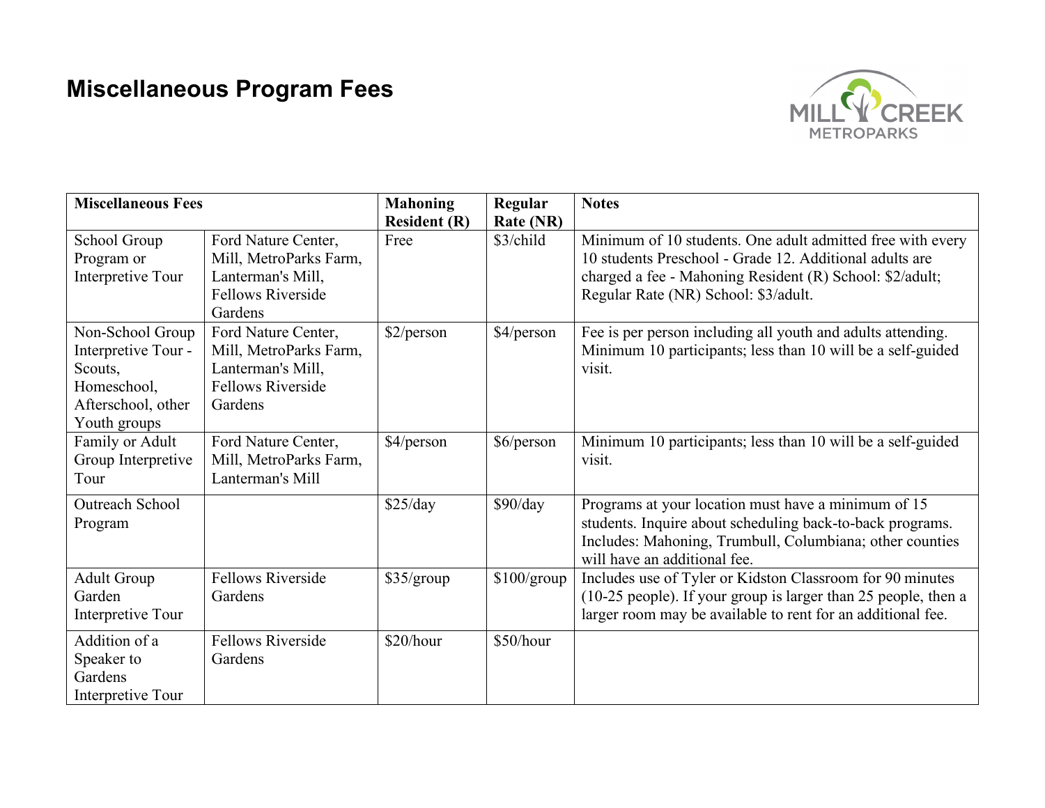# Miscellaneous Program Fees

| Miscellaneous Fees | | Mahoning Resident (R) | Regular Rate (NR) | Notes |
|---|---|---|---|---|
| School Group Program or Interpretive Tour | Ford Nature Center, Mill, MetroParks Farm, Lanterman's Mill, Fellows Riverside Gardens | Free | $3/child | Minimum of 10 students. One adult admitted free with every 10 students Preschool - Grade 12. Additional adults are charged a fee - Mahoning Resident (R) School: $2/adult; Regular Rate (NR) School: $3/adult. |
| Non-School Group Interpretive Tour - Scouts, Homeschool, Afterschool, other Youth groups | Ford Nature Center, Mill, MetroParks Farm, Lanterman's Mill, Fellows Riverside Gardens | $2/person | $4/person | Fee is per person including all youth and adults attending. Minimum 10 participants; less than 10 will be a self-guided visit. |
| Family or Adult Group Interpretive Tour | Ford Nature Center, Mill, MetroParks Farm, Lanterman's Mill | $4/person | $6/person | Minimum 10 participants; less than 10 will be a self-guided visit. |
| Outreach School Program | | $25/day | $90/day | Programs at your location must have a minimum of 15 students. Inquire about scheduling back-to-back programs. Includes: Mahoning, Trumbull, Columbiana; other counties will have an additional fee. |
| Adult Group Garden Interpretive Tour | Fellows Riverside Gardens | $35/group | $100/group | Includes use of Tyler or Kidston Classroom for 90 minutes (10-25 people). If your group is larger than 25 people, then a larger room may be available to rent for an additional fee. |
| Addition of a Speaker to Gardens Interpretive Tour | Fellows Riverside Gardens | $20/hour | $50/hour | |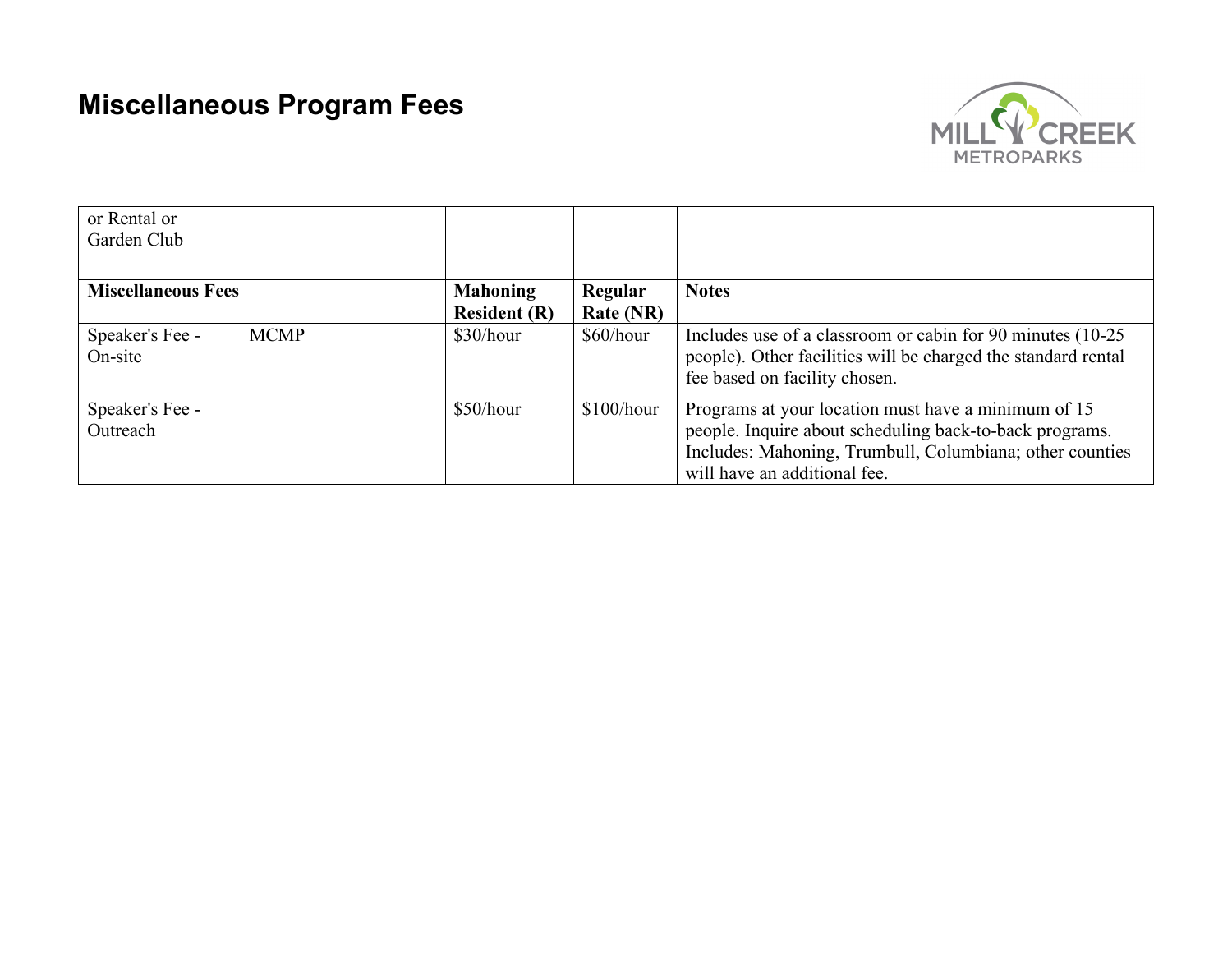# Miscellaneous Program Fees

| | | | | |
|---|---|---|---|---|
| or Rental or Garden Club | | | | |
| **Miscellaneous Fees** | | **Mahoning Resident (R)** | **Regular Rate (NR)** | **Notes** |
| Speaker's Fee - On-site | MCMP | $30/hour | $60/hour | Includes use of a classroom or cabin for 90 minutes (10-25 people). Other facilities will be charged the standard rental fee based on facility chosen. |
| Speaker's Fee - Outreach | | $50/hour | $100/hour | Programs at your location must have a minimum of 15 people. Inquire about scheduling back-to-back programs. Includes: Mahoning, Trumbull, Columbiana; other counties will have an additional fee. |